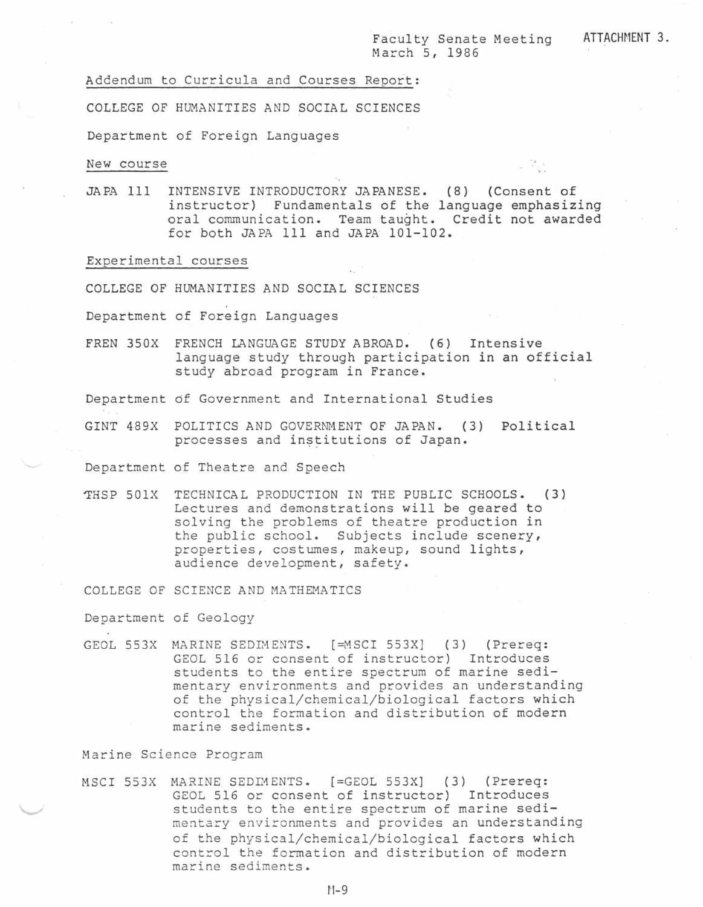Faculty Senate Meeting
March 5, 1986

ATTACHMENT 3.

Addendum to Curricula and Courses Report:

COLLEGE OF HUMANITIES AND SOCIAL SCIENCES

Department of Foreign Languages

New course

JAPA 111 INTENSIVE INTRODUCTORY JAPANESE. (8) (Consent of instructor) Fundamentals of the language emphasizing oral communication. Team taught. Credit not awarded for both JAPA 111 and JAPA 101-102.

Experimental courses

COLLEGE OF HUMANITIES AND SOCIAL SCIENCES

Department of Foreign Languages

FREN 350X FRENCH LANGUAGE STUDY ABROAD. (6) Intensive language study through participation in an official study abroad program in France.

Department of Government and International Studies

GINT 489X POLITICS AND GOVERNMENT OF JAPAN. (3) Political processes and institutions of Japan.

Department of Theatre and Speech

THSP 501X TECHNICAL PRODUCTION IN THE PUBLIC SCHOOLS. (3) Lectures and demonstrations will be geared to solving the problems of theatre production in the public school. Subjects include scenery, properties, costumes, makeup, sound lights, audience development, safety.

COLLEGE OF SCIENCE AND MATHEMATICS

Department of Geology

GEOL 553X MARINE SEDIMENTS. [=MSCI 553X] (3) (Prereq: GEOL 516 or consent of instructor) Introduces students to the entire spectrum of marine sedimentary environments and provides an understanding of the physical/chemical/biological factors which control the formation and distribution of modern marine sediments.

Marine Science Program

MSCI 553X MARINE SEDIMENTS. [=GEOL 553X] (3) (Prereq: GEOL 516 or consent of instructor) Introduces students to the entire spectrum of marine sedimentary environments and provides an understanding of the physical/chemical/biological factors which control the formation and distribution of modern marine sediments.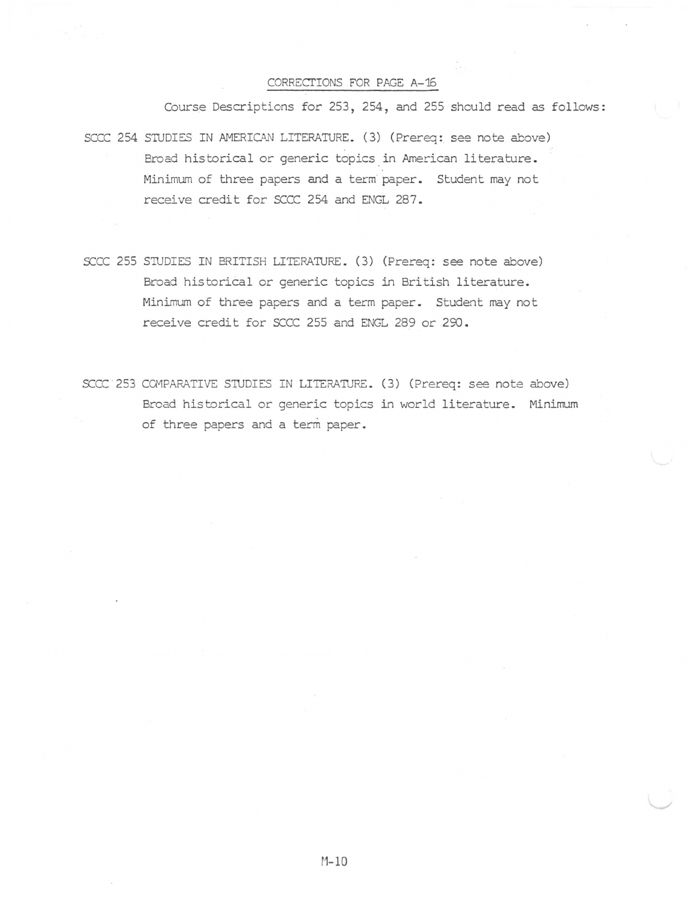## CORRECTIONS FOR PAGE A-16

Course Descriptions for 253, 254, and 255 should read as follows:

SCCC 254 STUDIES IN AMERICAN LITERATURE. (3) (Prereq: see note above) Broad historical or generic topics in American literature. Minimum of three papers and a term paper. Student may not receive credit for SCCC 254 and ENGL 287.

SCCC 255 STUDIES IN BRITISH LITERATURE. (3) (Prereq: see note above) Broad historical or generic topics in British literature. Minimum of three papers and a term paper. Student may not receive credit for SCCC 255 and ENGL 289 or 290.

SCCC 253 COMPARATIVE STUDIES IN LITERATURE. (3) (Prereq: see note above) Broad historical or generic topics in world literature. Minimum of three papers and a term paper.